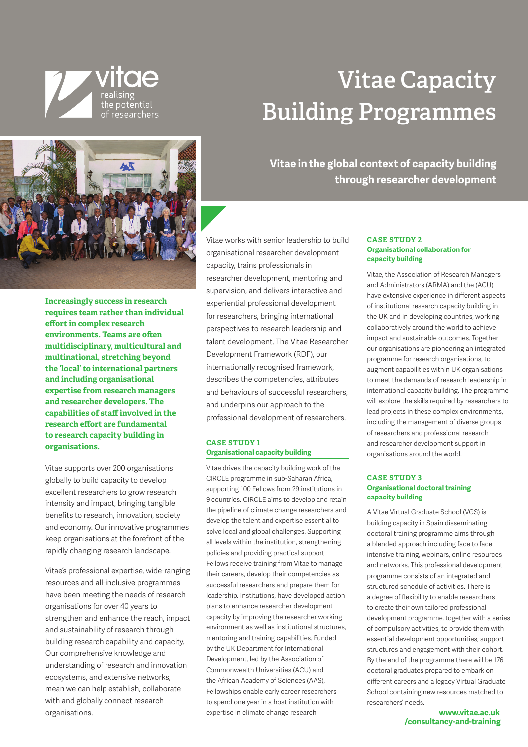vitae
realising the potential of researchers

# Vitae Capacity Building Programmes

## Vitae in the global context of capacity building through researcher development

**Increasingly success in research requires team rather than individual effort in complex research environments. Teams are often multidisciplinary, multicultural and multinational, stretching beyond the 'local' to international partners and including organisational expertise from research managers and researcher developers. The capabilities of staff involved in the research effort are fundamental to research capacity building in organisations.**

Vitae supports over 200 organisations globally to build capacity to develop excellent researchers to grow research intensity and impact, bringing tangible benefits to research, innovation, society and economy. Our innovative programmes keep organisations at the forefront of the rapidly changing research landscape.

Vitae's professional expertise, wide-ranging resources and all-inclusive programmes have been meeting the needs of research organisations for over 40 years to strengthen and enhance the reach, impact and sustainability of research through building research capability and capacity. Our comprehensive knowledge and understanding of research and innovation ecosystems, and extensive networks, mean we can help establish, collaborate with and globally connect research organisations.

Vitae works with senior leadership to build organisational researcher development capacity, trains professionals in researcher development, mentoring and supervision, and delivers interactive and experiential professional development for researchers, bringing international perspectives to research leadership and talent development. The Vitae Researcher Development Framework (RDF), our internationally recognised framework, describes the competencies, attributes and behaviours of successful researchers, and underpins our approach to the professional development of researchers.

### CASE STUDY 1
**Organisational capacity building**

Vitae drives the capacity building work of the CIRCLE programme in sub-Saharan Africa, supporting 100 Fellows from 29 institutions in 9 countries. CIRCLE aims to develop and retain the pipeline of climate change researchers and develop the talent and expertise essential to solve local and global challenges. Supporting all levels within the institution, strengthening policies and providing practical support Fellows receive training from Vitae to manage their careers, develop their competencies as successful researchers and prepare them for leadership. Institutions, have developed action plans to enhance researcher development capacity by improving the researcher working environment as well as institutional structures, mentoring and training capabilities. Funded by the UK Department for International Development, led by the Association of Commonwealth Universities (ACU) and the African Academy of Sciences (AAS), Fellowships enable early career researchers to spend one year in a host institution with expertise in climate change research.

### CASE STUDY 2
**Organisational collaboration for capacity building**

Vitae, the Association of Research Managers and Administrators (ARMA) and the (ACU) have extensive experience in different aspects of institutional research capacity building in the UK and in developing countries, working collaboratively around the world to achieve impact and sustainable outcomes. Together our organisations are pioneering an integrated programme for research organisations, to augment capabilities within UK organisations to meet the demands of research leadership in international capacity building. The programme will explore the skills required by researchers to lead projects in these complex environments, including the management of diverse groups of researchers and professional research and researcher development support in organisations around the world.

### CASE STUDY 3
**Organisational doctoral training capacity building**

A Vitae Virtual Graduate School (VGS) is building capacity in Spain disseminating doctoral training programme aims through a blended approach including face to face intensive training, webinars, online resources and networks. This professional development programme consists of an integrated and structured schedule of activities. There is a degree of flexibility to enable researchers to create their own tailored professional development programme, together with a series of compulsory activities, to provide them with essential development opportunities, support structures and engagement with their cohort. By the end of the programme there will be 176 doctoral graduates prepared to embark on different careers and a legacy Virtual Graduate School containing new resources matched to researchers' needs.

**www.vitae.ac.uk/consultancy-and-training**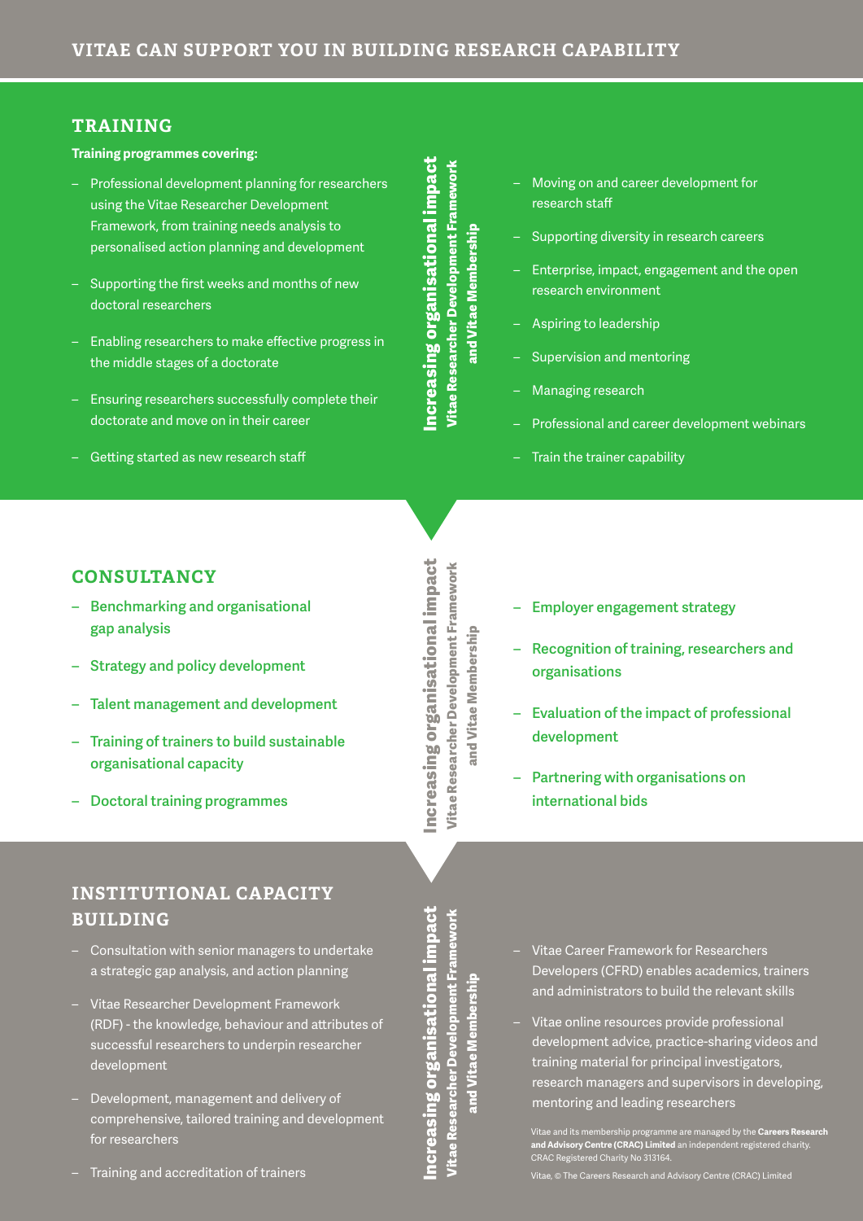# VITAE CAN SUPPORT YOU IN BUILDING RESEARCH CAPABILITY

## TRAINING

**Training programmes covering:**

- Professional development planning for researchers using the Vitae Researcher Development Framework, from training needs analysis to personalised action planning and development
- Supporting the first weeks and months of new doctoral researchers
- Enabling researchers to make effective progress in the middle stages of a doctorate
- Ensuring researchers successfully complete their doctorate and move on in their career
- Getting started as new research staff
- Moving on and career development for research staff
- Supporting diversity in research careers
- Enterprise, impact, engagement and the open research environment
- Aspiring to leadership
- Supervision and mentoring
- Managing research
- Professional and career development webinars
- Train the trainer capability

**Increasing organisational impact**
Vitae Researcher Development Framework and Vitae Membership

## CONSULTANCY

- **Benchmarking and organisational gap analysis**
- **Strategy and policy development**
- **Talent management and development**
- **Training of trainers to build sustainable organisational capacity**
- **Doctoral training programmes**
- **Employer engagement strategy**
- **Recognition of training, researchers and organisations**
- **Evaluation of the impact of professional development**
- **Partnering with organisations on international bids**

**Increasing organisational impact**
Vitae Researcher Development Framework and Vitae Membership

## INSTITUTIONAL CAPACITY BUILDING

- Consultation with senior managers to undertake a strategic gap analysis, and action planning
- Vitae Researcher Development Framework (RDF) - the knowledge, behaviour and attributes of successful researchers to underpin researcher development
- Development, management and delivery of comprehensive, tailored training and development for researchers
- Training and accreditation of trainers
- Vitae Career Framework for Researchers Developers (CFRD) enables academics, trainers and administrators to build the relevant skills
- Vitae online resources provide professional development advice, practice-sharing videos and training material for principal investigators, research managers and supervisors in developing, mentoring and leading researchers

**Increasing organisational impact**
Vitae Researcher Development Framework and Vitae Membership

Vitae and its membership programme are managed by the **Careers Research and Advisory Centre (CRAC) Limited** an independent registered charity. CRAC Registered Charity No 313164.

Vitae, © The Careers Research and Advisory Centre (CRAC) Limited